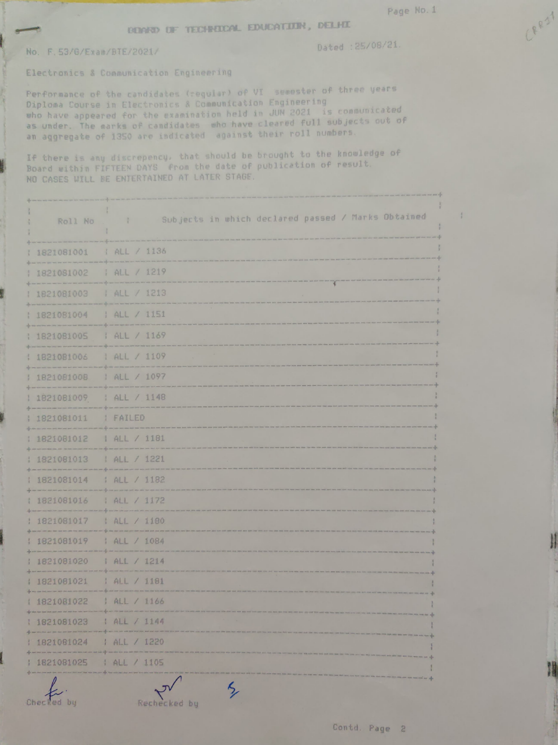# BOARD OF TECHNICAL EDUCATION, DELHI

No. F.53/G/Exam/BTE/2021/ Dated :25/08/21.

Electronics & Communication Engineering

Performance of the candidates (regular) of VI semester of three years Diploma Course in Electronics & Communication Engineering who have appeared for the examination held in JUN 2021 is communicated as under. The marks of candidates who have cleared full subjects out of an aggregate of 1350 are indicated against their roll numbers.

If there is any discrepency, that should be brought to the knowledge of Board within FIFTEEN DAYS from the date of publication of result. NO CASES WILL BE ENTERTAINED AT LATER STAGE.

| Roll No | Subjects in which declared passed / Marks Obtained |
|---|---|
| 1821081001 | ALL / 1136 |
| 1821081002 | ALL / 1219 |
| 1821081003 | ALL / 1213 |
| 1821081004 | ALL / 1151 |
| 1821081005 | ALL / 1169 |
| 1821081006 | ALL / 1109 |
| 1821081008 | ALL / 1097 |
| 1821081009 | ALL / 1148 |
| 1821081011 | FAILED |
| 1821081012 | ALL / 1181 |
| 1821081013 | ALL / 1221 |
| 1821081014 | ALL / 1182 |
| 1821081016 | ALL / 1172 |
| 1821081017 | ALL / 1180 |
| 1821081019 | ALL / 1084 |
| 1821081020 | ALL / 1214 |
| 1821081021 | ALL / 1181 |
| 1821081022 | ALL / 1166 |
| 1821081023 | ALL / 1144 |
| 1821081024 | ALL / 1220 |
| 1821081025 | ALL / 1105 |

Checked by Rechecked by

Contd. Page 2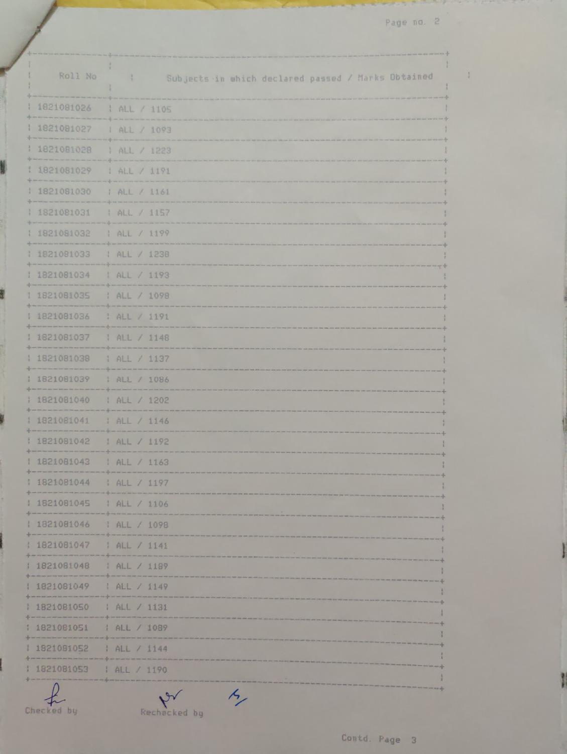| Roll No | Subjects in which declared passed / Marks Obtained |
|---|---|
| 1821081026 | ALL / 1105 |
| 1821081027 | ALL / 1093 |
| 1821081028 | ALL / 1223 |
| 1821081029 | ALL / 1191 |
| 1821081030 | ALL / 1161 |
| 1821081031 | ALL / 1157 |
| 1821081032 | ALL / 1199 |
| 1821081033 | ALL / 1238 |
| 1821081034 | ALL / 1193 |
| 1821081035 | ALL / 1098 |
| 1821081036 | ALL / 1191 |
| 1821081037 | ALL / 1148 |
| 1821081038 | ALL / 1137 |
| 1821081039 | ALL / 1086 |
| 1821081040 | ALL / 1202 |
| 1821081041 | ALL / 1146 |
| 1821081042 | ALL / 1192 |
| 1821081043 | ALL / 1163 |
| 1821081044 | ALL / 1197 |
| 1821081045 | ALL / 1106 |
| 1821081046 | ALL / 1098 |
| 1821081047 | ALL / 1141 |
| 1821081048 | ALL / 1189 |
| 1821081049 | ALL / 1149 |
| 1821081050 | ALL / 1131 |
| 1821081051 | ALL / 1089 |
| 1821081052 | ALL / 1144 |
| 1821081053 | ALL / 1190 |

Checked by Rechecked by

Contd. Page 3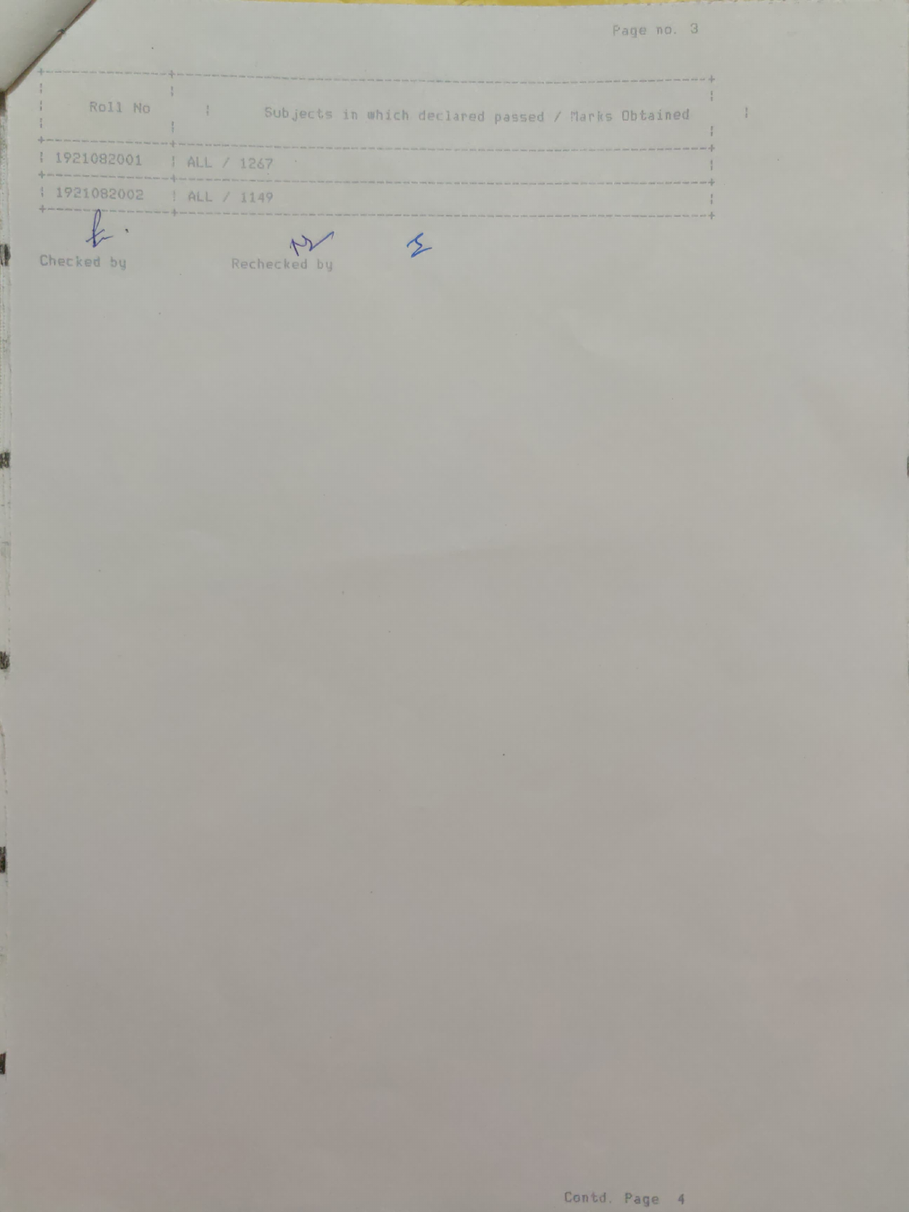| Roll No | Subjects in which declared passed / Marks Obtained |
| --- | --- |
| 1921082001 | ALL / 1267 |
| 1921082002 | ALL / 1149 |

Checked by                Rechecked by

Contd. Page 4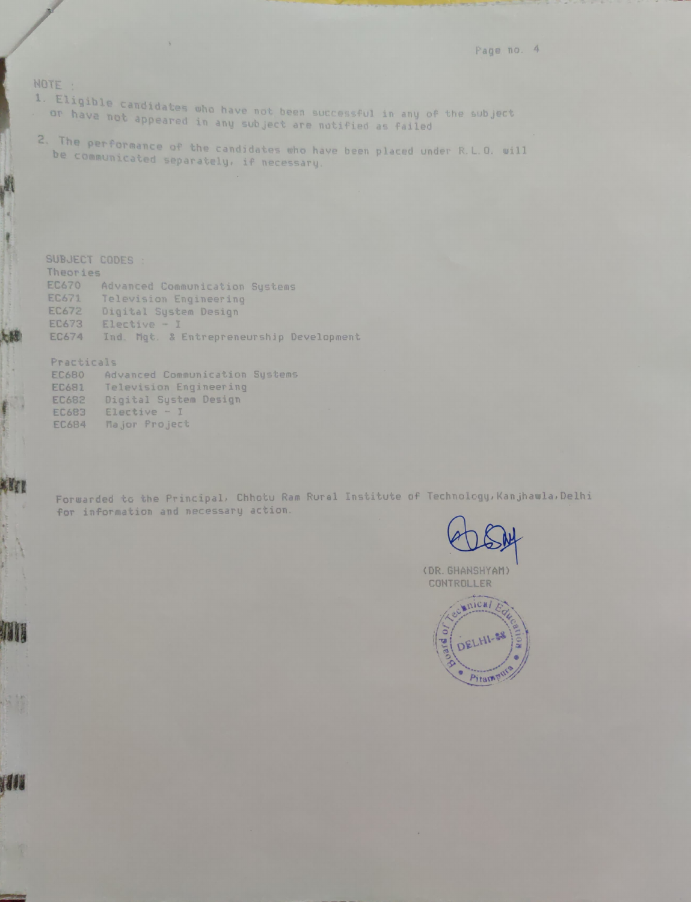NOTE :

1. Eligible candidates who have not been successful in any of the subject or have not appeared in any subject are notified as failed
2. The performance of the candidates who have been placed under R.L.O. will be communicated separately, if necessary.

SUBJECT CODES :

Theories

| | |
|---|---|
| EC670 | Advanced Communication Systems |
| EC671 | Television Engineering |
| EC672 | Digital System Design |
| EC673 | Elective - I |
| EC674 | Ind. Mgt. & Entrepreneurship Development |

Practicals

| | |
|---|---|
| EC680 | Advanced Communication Systems |
| EC681 | Television Engineering |
| EC682 | Digital System Design |
| EC683 | Elective - I |
| EC684 | Major Project |

Forwarded to the Principal, Chhotu Ram Rural Institute of Technology, Kanjhawla, Delhi for information and necessary action.

(DR. GHANSHYAM)
CONTROLLER

Board of Technical Education
DELHI-88
Pitampura